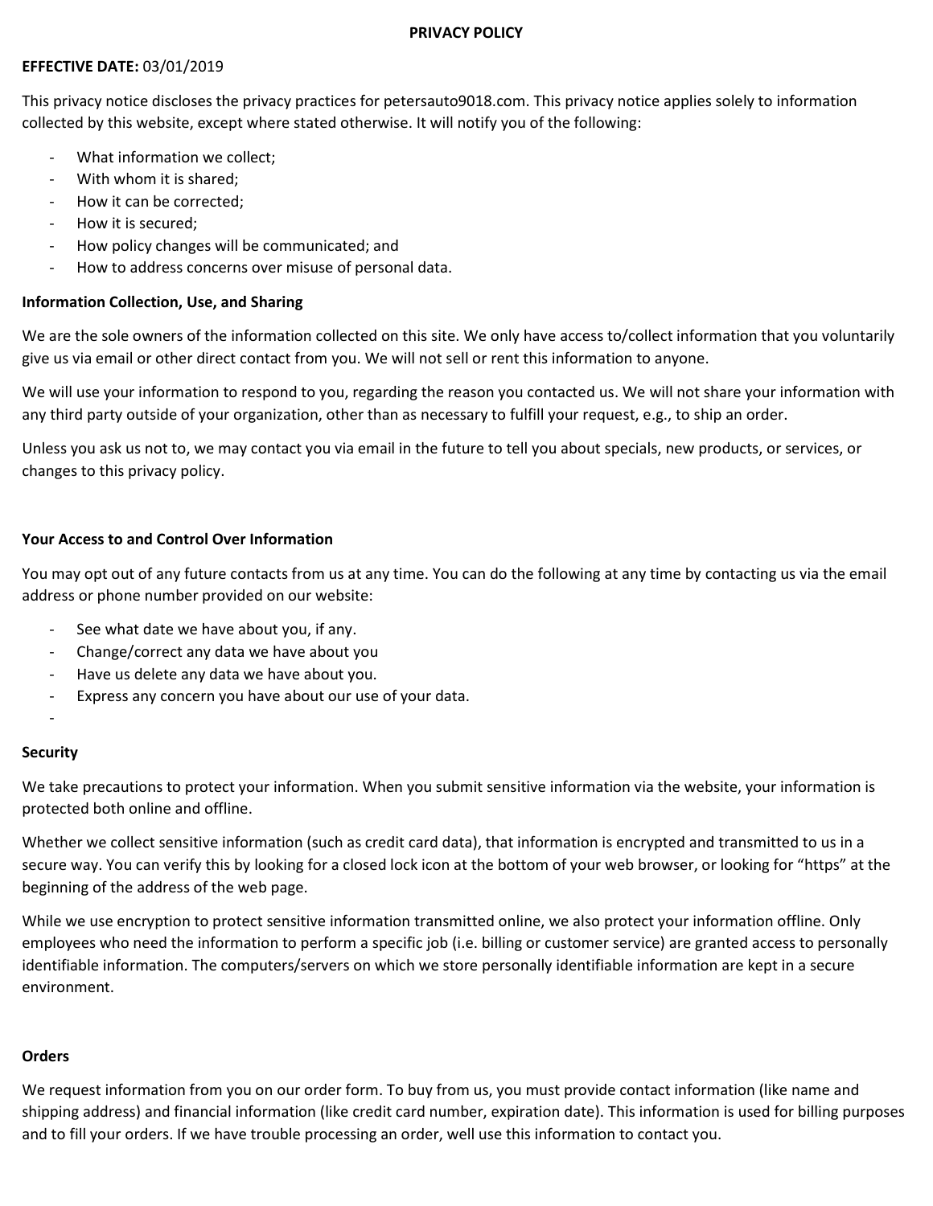# PRIVACY POLICY

**EFFECTIVE DATE:** 03/01/2019

This privacy notice discloses the privacy practices for petersauto9018.com. This privacy notice applies solely to information collected by this website, except where stated otherwise. It will notify you of the following:

- What information we collect;
- With whom it is shared;
- How it can be corrected;
- How it is secured;
- How policy changes will be communicated; and
- How to address concerns over misuse of personal data.

**Information Collection, Use, and Sharing**

We are the sole owners of the information collected on this site. We only have access to/collect information that you voluntarily give us via email or other direct contact from you. We will not sell or rent this information to anyone.

We will use your information to respond to you, regarding the reason you contacted us. We will not share your information with any third party outside of your organization, other than as necessary to fulfill your request, e.g., to ship an order.

Unless you ask us not to, we may contact you via email in the future to tell you about specials, new products, or services, or changes to this privacy policy.

**Your Access to and Control Over Information**

You may opt out of any future contacts from us at any time. You can do the following at any time by contacting us via the email address or phone number provided on our website:

- See what date we have about you, if any.
- Change/correct any data we have about you
- Have us delete any data we have about you.
- Express any concern you have about our use of your data.
-

**Security**

We take precautions to protect your information. When you submit sensitive information via the website, your information is protected both online and offline.

Whether we collect sensitive information (such as credit card data), that information is encrypted and transmitted to us in a secure way. You can verify this by looking for a closed lock icon at the bottom of your web browser, or looking for "https" at the beginning of the address of the web page.

While we use encryption to protect sensitive information transmitted online, we also protect your information offline. Only employees who need the information to perform a specific job (i.e. billing or customer service) are granted access to personally identifiable information. The computers/servers on which we store personally identifiable information are kept in a secure environment.

**Orders**

We request information from you on our order form. To buy from us, you must provide contact information (like name and shipping address) and financial information (like credit card number, expiration date). This information is used for billing purposes and to fill your orders. If we have trouble processing an order, well use this information to contact you.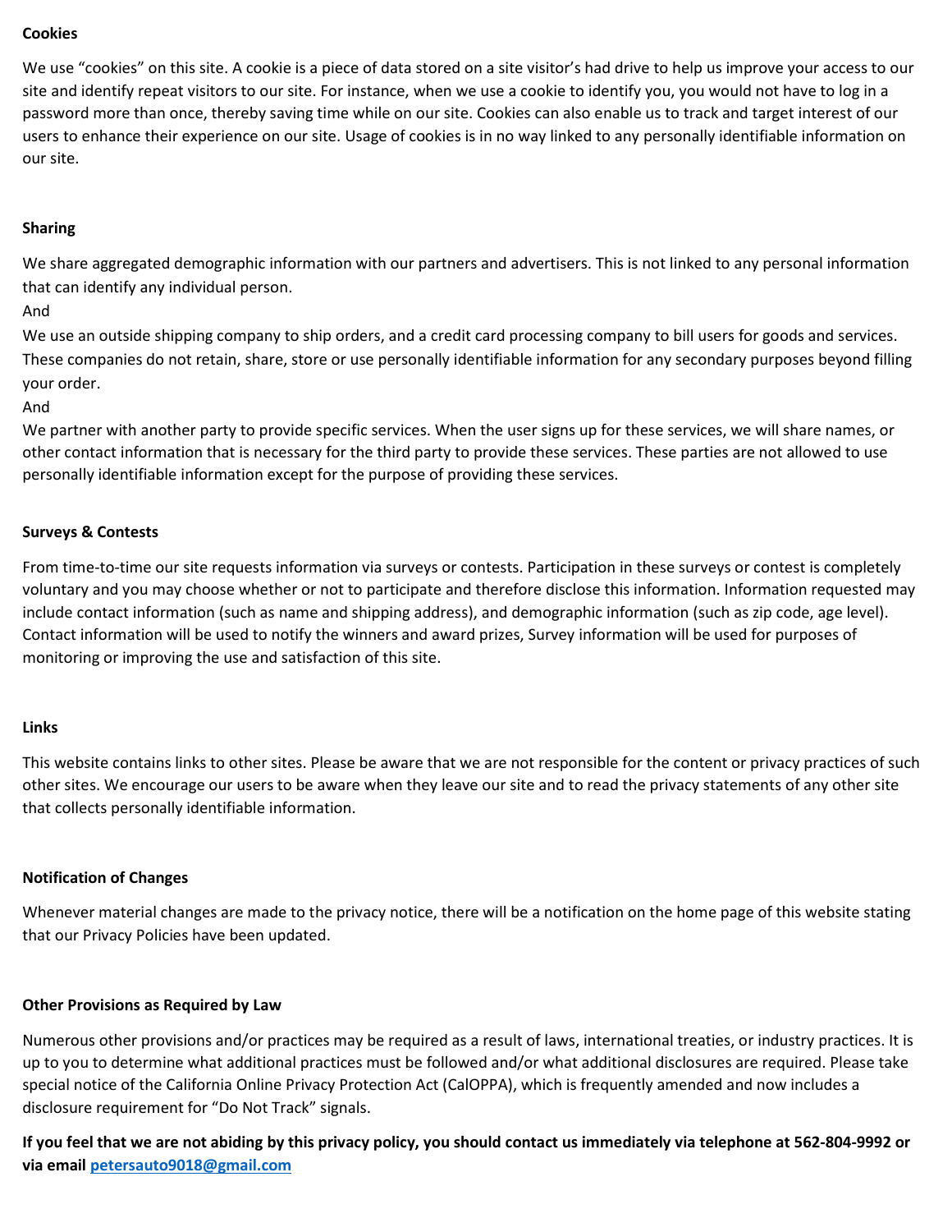**Cookies**

We use "cookies" on this site. A cookie is a piece of data stored on a site visitor's had drive to help us improve your access to our site and identify repeat visitors to our site. For instance, when we use a cookie to identify you, you would not have to log in a password more than once, thereby saving time while on our site. Cookies can also enable us to track and target interest of our users to enhance their experience on our site. Usage of cookies is in no way linked to any personally identifiable information on our site.

**Sharing**

We share aggregated demographic information with our partners and advertisers. This is not linked to any personal information that can identify any individual person.

And

We use an outside shipping company to ship orders, and a credit card processing company to bill users for goods and services. These companies do not retain, share, store or use personally identifiable information for any secondary purposes beyond filling your order.

And

We partner with another party to provide specific services. When the user signs up for these services, we will share names, or other contact information that is necessary for the third party to provide these services. These parties are not allowed to use personally identifiable information except for the purpose of providing these services.

**Surveys & Contests**

From time-to-time our site requests information via surveys or contests. Participation in these surveys or contest is completely voluntary and you may choose whether or not to participate and therefore disclose this information. Information requested may include contact information (such as name and shipping address), and demographic information (such as zip code, age level). Contact information will be used to notify the winners and award prizes, Survey information will be used for purposes of monitoring or improving the use and satisfaction of this site.

**Links**

This website contains links to other sites. Please be aware that we are not responsible for the content or privacy practices of such other sites. We encourage our users to be aware when they leave our site and to read the privacy statements of any other site that collects personally identifiable information.

**Notification of Changes**

Whenever material changes are made to the privacy notice, there will be a notification on the home page of this website stating that our Privacy Policies have been updated.

**Other Provisions as Required by Law**

Numerous other provisions and/or practices may be required as a result of laws, international treaties, or industry practices. It is up to you to determine what additional practices must be followed and/or what additional disclosures are required. Please take special notice of the California Online Privacy Protection Act (CalOPPA), which is frequently amended and now includes a disclosure requirement for "Do Not Track" signals.

**If you feel that we are not abiding by this privacy policy, you should contact us immediately via telephone at 562-804-9992 or via email petersauto9018@gmail.com**